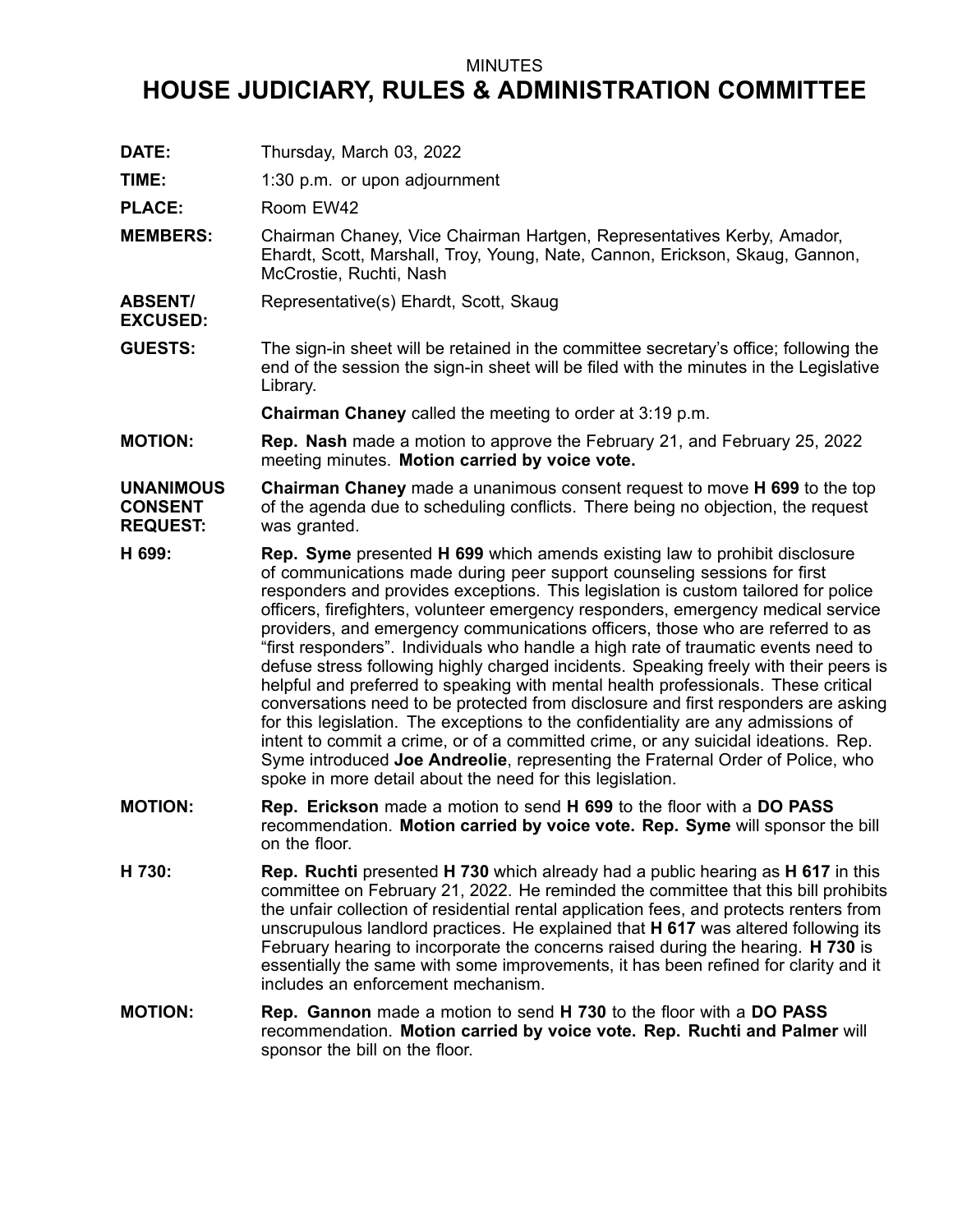MINUTES

# HOUSE JUDICIARY, RULES & ADMINISTRATION COMMITTEE

**DATE:** Thursday, March 03, 2022

**TIME:** 1:30 p.m. or upon adjournment

**PLACE:** Room EW42

**MEMBERS:** Chairman Chaney, Vice Chairman Hartgen, Representatives Kerby, Amador, Ehardt, Scott, Marshall, Troy, Young, Nate, Cannon, Erickson, Skaug, Gannon, McCrostie, Ruchti, Nash

**ABSENT/ EXCUSED:** Representative(s) Ehardt, Scott, Skaug

**GUESTS:** The sign-in sheet will be retained in the committee secretary's office; following the end of the session the sign-in sheet will be filed with the minutes in the Legislative Library.

**Chairman Chaney** called the meeting to order at 3:19 p.m.

**MOTION:** **Rep. Nash** made a motion to approve the February 21, and February 25, 2022 meeting minutes. **Motion carried by voice vote.**

**UNANIMOUS CONSENT REQUEST:** **Chairman Chaney** made a unanimous consent request to move **H 699** to the top of the agenda due to scheduling conflicts. There being no objection, the request was granted.

**H 699:** **Rep. Syme** presented **H 699** which amends existing law to prohibit disclosure of communications made during peer support counseling sessions for first responders and provides exceptions. This legislation is custom tailored for police officers, firefighters, volunteer emergency responders, emergency medical service providers, and emergency communications officers, those who are referred to as "first responders". Individuals who handle a high rate of traumatic events need to defuse stress following highly charged incidents. Speaking freely with their peers is helpful and preferred to speaking with mental health professionals. These critical conversations need to be protected from disclosure and first responders are asking for this legislation. The exceptions to the confidentiality are any admissions of intent to commit a crime, or of a committed crime, or any suicidal ideations. Rep. Syme introduced **Joe Andreolie**, representing the Fraternal Order of Police, who spoke in more detail about the need for this legislation.

**MOTION:** **Rep. Erickson** made a motion to send **H 699** to the floor with a **DO PASS** recommendation. **Motion carried by voice vote. Rep. Syme** will sponsor the bill on the floor.

**H 730:** **Rep. Ruchti** presented **H 730** which already had a public hearing as **H 617** in this committee on February 21, 2022. He reminded the committee that this bill prohibits the unfair collection of residential rental application fees, and protects renters from unscrupulous landlord practices. He explained that **H 617** was altered following its February hearing to incorporate the concerns raised during the hearing. **H 730** is essentially the same with some improvements, it has been refined for clarity and it includes an enforcement mechanism.

**MOTION:** **Rep. Gannon** made a motion to send **H 730** to the floor with a **DO PASS** recommendation. **Motion carried by voice vote. Rep. Ruchti and Palmer** will sponsor the bill on the floor.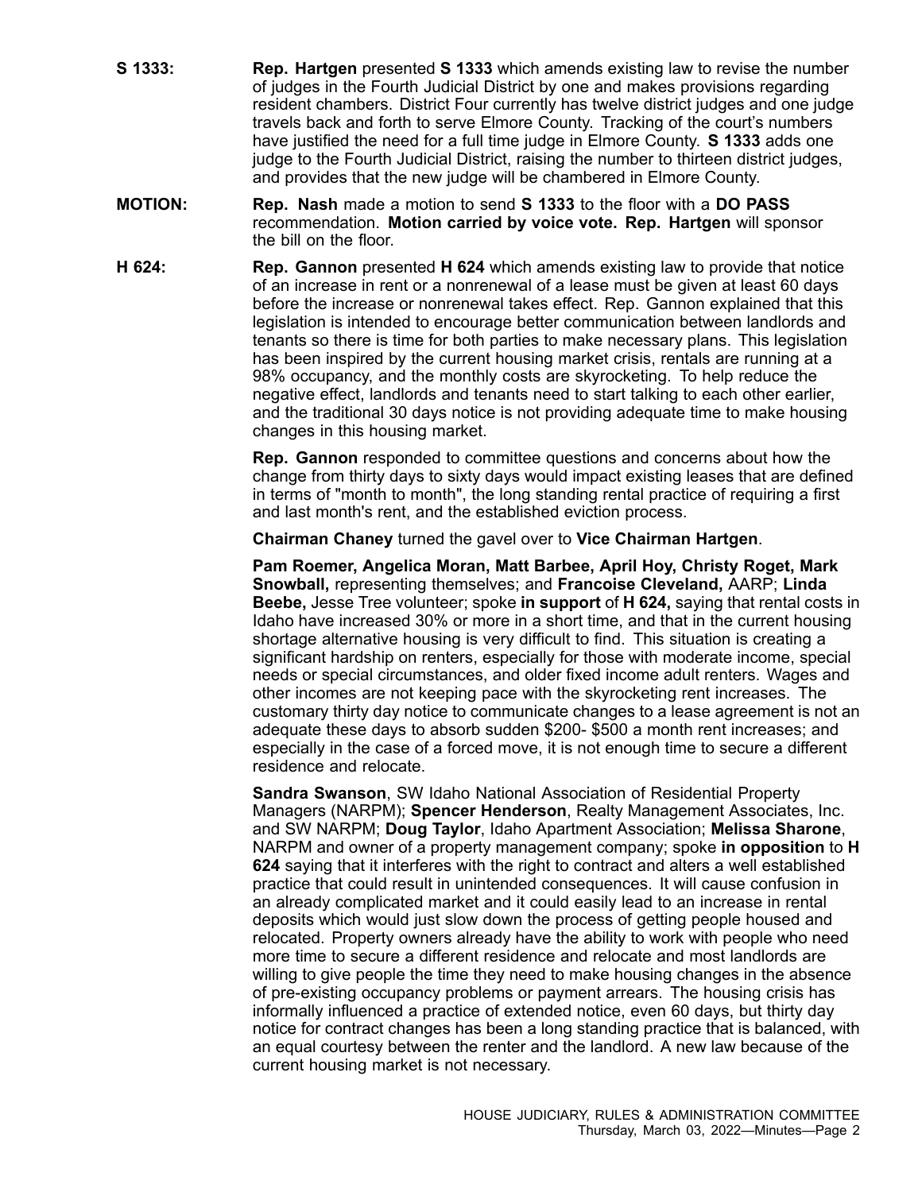**S 1333:** **Rep. Hartgen** presented **S 1333** which amends existing law to revise the number of judges in the Fourth Judicial District by one and makes provisions regarding resident chambers. District Four currently has twelve district judges and one judge travels back and forth to serve Elmore County. Tracking of the court's numbers have justified the need for a full time judge in Elmore County. **S 1333** adds one judge to the Fourth Judicial District, raising the number to thirteen district judges, and provides that the new judge will be chambered in Elmore County.

**MOTION:** **Rep. Nash** made a motion to send **S 1333** to the floor with a **DO PASS** recommendation. **Motion carried by voice vote. Rep. Hartgen** will sponsor the bill on the floor.

**H 624:** **Rep. Gannon** presented **H 624** which amends existing law to provide that notice of an increase in rent or a nonrenewal of a lease must be given at least 60 days before the increase or nonrenewal takes effect. Rep. Gannon explained that this legislation is intended to encourage better communication between landlords and tenants so there is time for both parties to make necessary plans. This legislation has been inspired by the current housing market crisis, rentals are running at a 98% occupancy, and the monthly costs are skyrocketing. To help reduce the negative effect, landlords and tenants need to start talking to each other earlier, and the traditional 30 days notice is not providing adequate time to make housing changes in this housing market.

**Rep. Gannon** responded to committee questions and concerns about how the change from thirty days to sixty days would impact existing leases that are defined in terms of "month to month", the long standing rental practice of requiring a first and last month's rent, and the established eviction process.

**Chairman Chaney** turned the gavel over to **Vice Chairman Hartgen**.

**Pam Roemer, Angelica Moran, Matt Barbee, April Hoy, Christy Roget, Mark Snowball,** representing themselves; and **Francoise Cleveland,** AARP; **Linda Beebe,** Jesse Tree volunteer; spoke **in support** of **H 624,** saying that rental costs in Idaho have increased 30% or more in a short time, and that in the current housing shortage alternative housing is very difficult to find. This situation is creating a significant hardship on renters, especially for those with moderate income, special needs or special circumstances, and older fixed income adult renters. Wages and other incomes are not keeping pace with the skyrocketing rent increases. The customary thirty day notice to communicate changes to a lease agreement is not an adequate these days to absorb sudden $200- $500 a month rent increases; and especially in the case of a forced move, it is not enough time to secure a different residence and relocate.

**Sandra Swanson**, SW Idaho National Association of Residential Property Managers (NARPM); **Spencer Henderson**, Realty Management Associates, Inc. and SW NARPM; **Doug Taylor**, Idaho Apartment Association; **Melissa Sharone**, NARPM and owner of a property management company; spoke **in opposition** to **H 624** saying that it interferes with the right to contract and alters a well established practice that could result in unintended consequences. It will cause confusion in an already complicated market and it could easily lead to an increase in rental deposits which would just slow down the process of getting people housed and relocated. Property owners already have the ability to work with people who need more time to secure a different residence and relocate and most landlords are willing to give people the time they need to make housing changes in the absence of pre-existing occupancy problems or payment arrears. The housing crisis has informally influenced a practice of extended notice, even 60 days, but thirty day notice for contract changes has been a long standing practice that is balanced, with an equal courtesy between the renter and the landlord. A new law because of the current housing market is not necessary.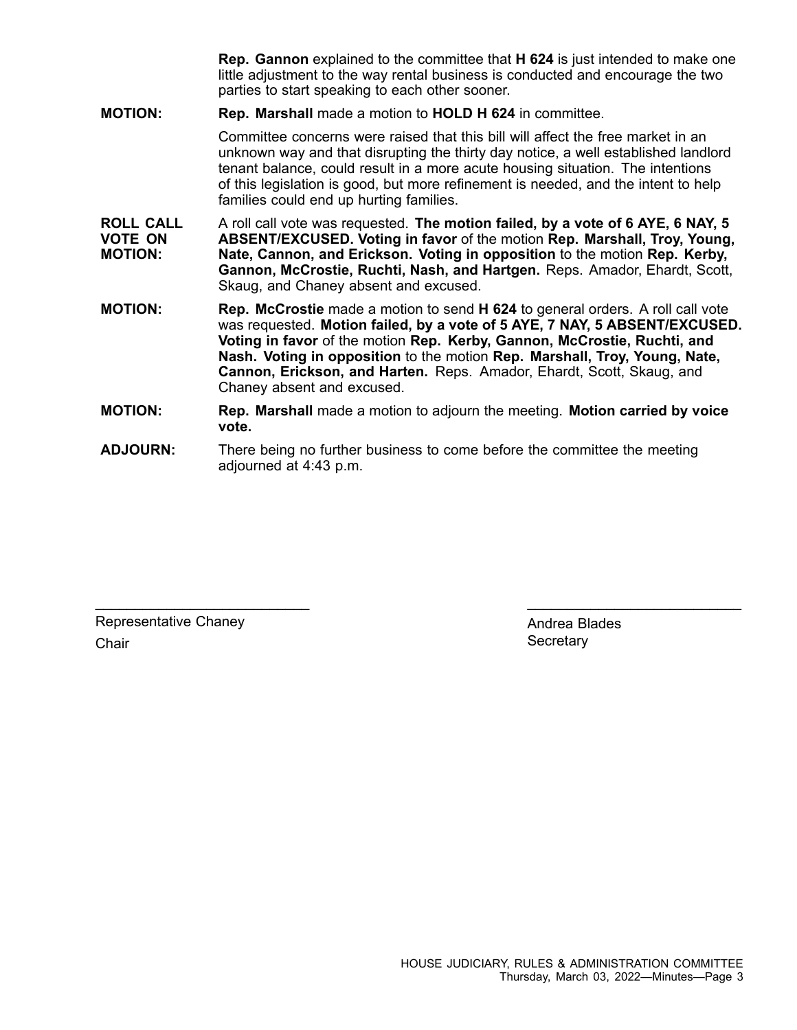**Rep. Gannon** explained to the committee that **H 624** is just intended to make one little adjustment to the way rental business is conducted and encourage the two parties to start speaking to each other sooner.

**MOTION:** **Rep. Marshall** made a motion to **HOLD H 624** in committee.

Committee concerns were raised that this bill will affect the free market in an unknown way and that disrupting the thirty day notice, a well established landlord tenant balance, could result in a more acute housing situation. The intentions of this legislation is good, but more refinement is needed, and the intent to help families could end up hurting families.

**ROLL CALL VOTE ON MOTION:** A roll call vote was requested. **The motion failed, by a vote of 6 AYE, 6 NAY, 5 ABSENT/EXCUSED. Voting in favor** of the motion **Rep. Marshall, Troy, Young, Nate, Cannon, and Erickson. Voting in opposition** to the motion **Rep. Kerby, Gannon, McCrostie, Ruchti, Nash, and Hartgen.** Reps. Amador, Ehardt, Scott, Skaug, and Chaney absent and excused.

**MOTION:** **Rep. McCrostie** made a motion to send **H 624** to general orders. A roll call vote was requested. **Motion failed, by a vote of 5 AYE, 7 NAY, 5 ABSENT/EXCUSED. Voting in favor** of the motion **Rep. Kerby, Gannon, McCrostie, Ruchti, and Nash. Voting in opposition** to the motion **Rep. Marshall, Troy, Young, Nate, Cannon, Erickson, and Harten.** Reps. Amador, Ehardt, Scott, Skaug, and Chaney absent and excused.

**MOTION:** **Rep. Marshall** made a motion to adjourn the meeting. **Motion carried by voice vote.**

**ADJOURN:** There being no further business to come before the committee the meeting adjourned at 4:43 p.m.

___________________________
Representative Chaney
Chair

___________________________
Andrea Blades
Secretary